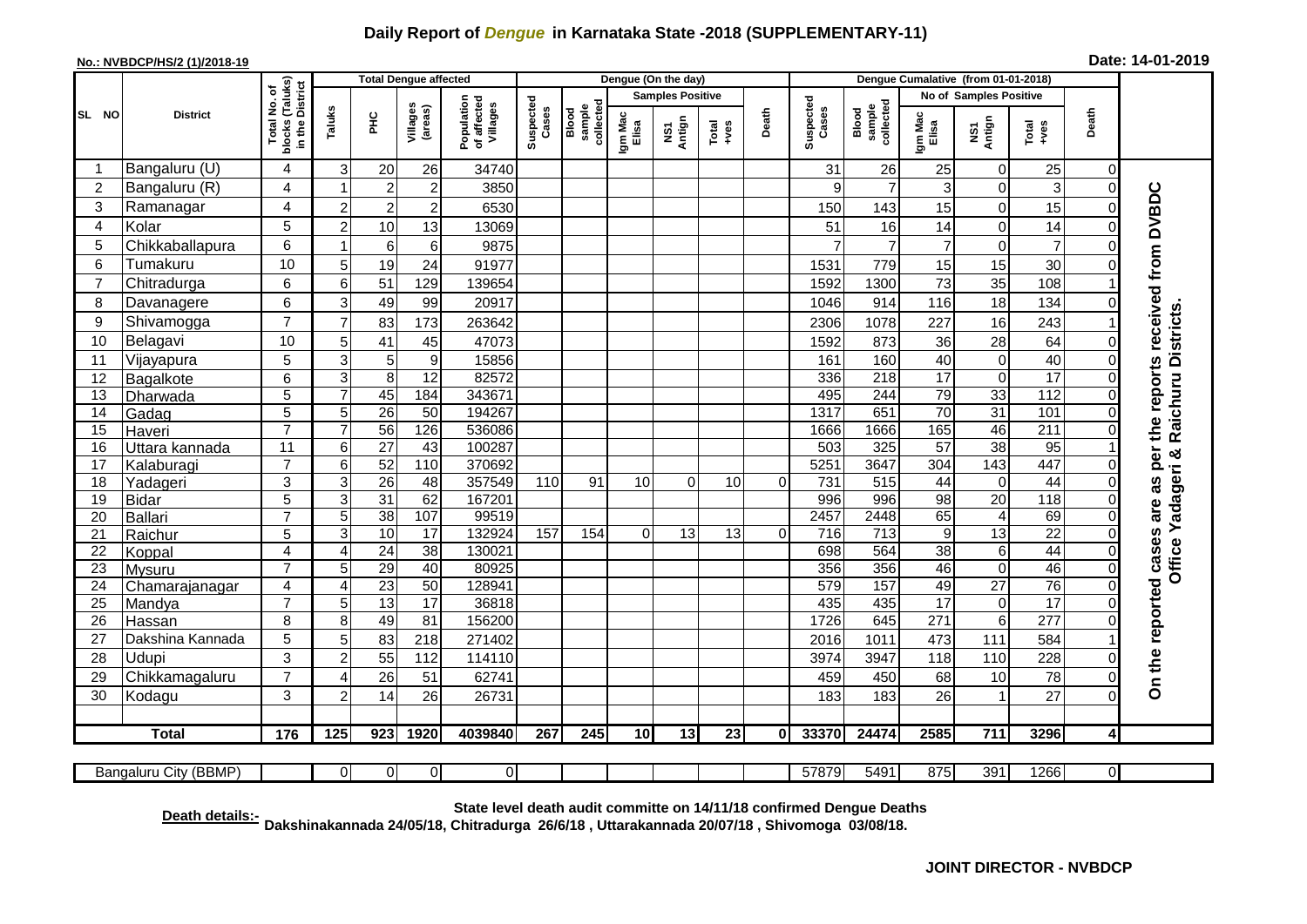# Daily Report of *Dengue* in Karnataka State -2018 (SUPPLEMENTARY-11)

**No.: NVBDCP/HS/2 (1)/2018-19**

**Date: 14-01-2019**

| SL NO | District | Total No. of blocks (Taluks) in the District | Total Dengue affected | | | | Dengue (On the day) | | | | | | | Dengue Cumalative (from 01-01-2018) | | | | | | | |
|---|---|---|---|---|---|---|---|---|---|---|---|---|---|---|---|---|---|---|---|---|
| | | | Taluks | PHC | Villages (areas) | Population of affected Villages | Suspected Cases | Blood sample collected | Samples Positive | | | Death | Suspected Cases | Blood sample collected | No of Samples Positive | | | Death | |
| | | | | | | | | | Igm Mac Elisa | NS1 Antign | Total +ves | | | | Igm Mac Elisa | NS1 Antign | Total +ves | | |
| 1 | Bangaluru (U) | 4 | 3 | 20 | 26 | 34740 | | | | | | | 31 | 26 | 25 | 0 | 25 | 0 | On the reported cases are as per the reports received from DVBDC Office Yadageri & Raichuru Districts. |
| 2 | Bangaluru (R) | 4 | 1 | 2 | 2 | 3850 | | | | | | | 9 | 7 | 3 | 0 | 3 | 0 | |
| 3 | Ramanagar | 4 | 2 | 2 | 2 | 6530 | | | | | | | 150 | 143 | 15 | 0 | 15 | 0 | |
| 4 | Kolar | 5 | 2 | 10 | 13 | 13069 | | | | | | | 51 | 16 | 14 | 0 | 14 | 0 | |
| 5 | Chikkaballapura | 6 | 1 | 6 | 6 | 9875 | | | | | | | 7 | 7 | 7 | 0 | 7 | 0 | |
| 6 | Tumakuru | 10 | 5 | 19 | 24 | 91977 | | | | | | | 1531 | 779 | 15 | 15 | 30 | 0 | |
| 7 | Chitradurga | 6 | 6 | 51 | 129 | 139654 | | | | | | | 1592 | 1300 | 73 | 35 | 108 | 1 | |
| 8 | Davanagere | 6 | 3 | 49 | 99 | 20917 | | | | | | | 1046 | 914 | 116 | 18 | 134 | 0 | |
| 9 | Shivamogga | 7 | 7 | 83 | 173 | 263642 | | | | | | | 2306 | 1078 | 227 | 16 | 243 | 1 | |
| 10 | Belagavi | 10 | 5 | 41 | 45 | 47073 | | | | | | | 1592 | 873 | 36 | 28 | 64 | 0 | |
| 11 | Vijayapura | 5 | 3 | 5 | 9 | 15856 | | | | | | | 161 | 160 | 40 | 0 | 40 | 0 | |
| 12 | Bagalkote | 6 | 3 | 8 | 12 | 82572 | | | | | | | 336 | 218 | 17 | 0 | 17 | 0 | |
| 13 | Dharwada | 5 | 7 | 45 | 184 | 343671 | | | | | | | 495 | 244 | 79 | 33 | 112 | 0 | |
| 14 | Gadag | 5 | 5 | 26 | 50 | 194267 | | | | | | | 1317 | 651 | 70 | 31 | 101 | 0 | |
| 15 | Haveri | 7 | 7 | 56 | 126 | 536086 | | | | | | | 1666 | 1666 | 165 | 46 | 211 | 0 | |
| 16 | Uttara kannada | 11 | 6 | 27 | 43 | 100287 | | | | | | | 503 | 325 | 57 | 38 | 95 | 1 | |
| 17 | Kalaburagi | 7 | 6 | 52 | 110 | 370692 | | | | | | | 5251 | 3647 | 304 | 143 | 447 | 0 | |
| 18 | Yadageri | 3 | 3 | 26 | 48 | 357549 | 110 | 91 | 10 | 0 | 10 | 0 | 731 | 515 | 44 | 0 | 44 | 0 | |
| 19 | Bidar | 5 | 3 | 31 | 62 | 167201 | | | | | | | 996 | 996 | 98 | 20 | 118 | 0 | |
| 20 | Ballari | 7 | 5 | 38 | 107 | 99519 | | | | | | | 2457 | 2448 | 65 | 4 | 69 | 0 | |
| 21 | Raichur | 5 | 3 | 10 | 17 | 132924 | 157 | 154 | 0 | 13 | 13 | 0 | 716 | 713 | 9 | 13 | 22 | 0 | |
| 22 | Koppal | 4 | 4 | 24 | 38 | 130021 | | | | | | | 698 | 564 | 38 | 6 | 44 | 0 | |
| 23 | Mysuru | 7 | 5 | 29 | 40 | 80925 | | | | | | | 356 | 356 | 46 | 0 | 46 | 0 | |
| 24 | Chamarajanagar | 4 | 4 | 23 | 50 | 128941 | | | | | | | 579 | 157 | 49 | 27 | 76 | 0 | |
| 25 | Mandya | 7 | 5 | 13 | 17 | 36818 | | | | | | | 435 | 435 | 17 | 0 | 17 | 0 | |
| 26 | Hassan | 8 | 8 | 49 | 81 | 156200 | | | | | | | 1726 | 645 | 271 | 6 | 277 | 0 | |
| 27 | Dakshina Kannada | 5 | 5 | 83 | 218 | 271402 | | | | | | | 2016 | 1011 | 473 | 111 | 584 | 1 | |
| 28 | Udupi | 3 | 2 | 55 | 112 | 114110 | | | | | | | 3974 | 3947 | 118 | 110 | 228 | 0 | |
| 29 | Chikkamagaluru | 7 | 4 | 26 | 51 | 62741 | | | | | | | 459 | 450 | 68 | 10 | 78 | 0 | |
| 30 | Kodagu | 3 | 2 | 14 | 26 | 26731 | | | | | | | 183 | 183 | 26 | 1 | 27 | 0 | |
| | **Total** | **176** | **125** | **923** | **1920** | **4039840** | **267** | **245** | **10** | **13** | **23** | **0** | **33370** | **24474** | **2585** | **711** | **3296** | **4** | |
| | Bangaluru City (BBMP) | | 0 | 0 | 0 | 0 | | | | | | | 57879 | 5491 | 875 | 391 | 1266 | 0 | |

**Death details:-** State level death audit committe on 14/11/18 confirmed Dengue Deaths Dakshinakannada 24/05/18, Chitradurga 26/6/18 , Uttarakannada 20/07/18 , Shivomoga 03/08/18.

**JOINT DIRECTOR - NVBDCP**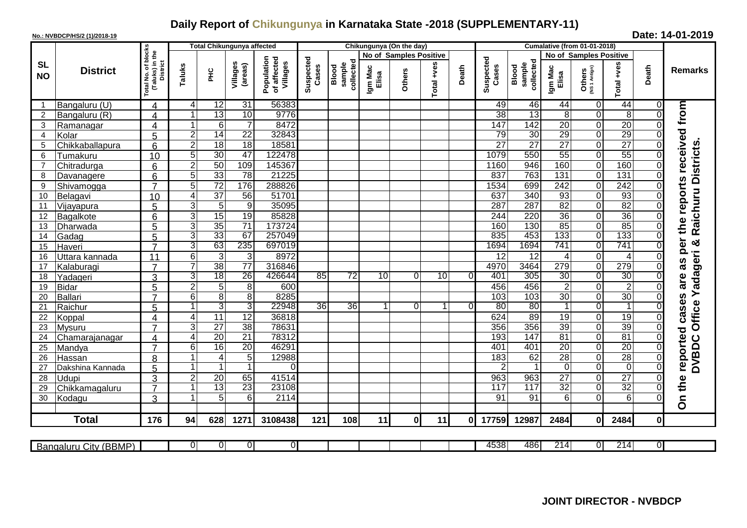# Daily Report of Chikungunya in Karnataka State -2018 (SUPPLEMENTARY-11)

**No.: NVBDCP/HS/2 (1)/2018-19** **Date: 14-01-2019**

| SL NO | District | Total No. of blocks (Taluks) in the District | Total Chikungunya affected | | | | Chikungunya (On the day) | | | | | | | Cumalative (from 01-01-2018) | | | | | | | Remarks |
|---|---|---|---|---|---|---|---|---|---|---|---|---|---|---|---|---|---|---|---|---|---|
| | | | | | | | | | No of Samples Positive | | | | | | | No of Samples Positive | | | | | |
| | | | Taluks | PHC | Villages (areas) | Population of affected Villages | Suspected Cases | Blood sample collected | Igm Mac Elisa | Others | Total +ves | Death | Suspected Cases | Blood sample collected | Igm Mac Elisa | Others (NS1 Antign) | Total +ves | Death | |
| 1 | Bangaluru (U) | 4 | 4 | 12 | 31 | 56383 | | | | | | | 49 | 46 | 44 | 0 | 44 | 0 | On the reported cases are as per the reports received from DVBDC Office Yadageri & Raichuru Districts. |
| 2 | Bangaluru (R) | 4 | 1 | 13 | 10 | 9776 | | | | | | | 38 | 13 | 8 | 0 | 8 | 0 | |
| 3 | Ramanagar | 4 | 1 | 6 | 7 | 8472 | | | | | | | 147 | 142 | 20 | 0 | 20 | 0 | |
| 4 | Kolar | 5 | 2 | 14 | 22 | 32843 | | | | | | | 79 | 30 | 29 | 0 | 29 | 0 | |
| 5 | Chikkaballapura | 6 | 2 | 18 | 18 | 18581 | | | | | | | 27 | 27 | 27 | 0 | 27 | 0 | |
| 6 | Tumakuru | 10 | 5 | 30 | 47 | 122478 | | | | | | | 1079 | 550 | 55 | 0 | 55 | 0 | |
| 7 | Chitradurga | 6 | 2 | 50 | 109 | 145367 | | | | | | | 1160 | 946 | 160 | 0 | 160 | 0 | |
| 8 | Davanagere | 6 | 5 | 33 | 78 | 21225 | | | | | | | 837 | 763 | 131 | 0 | 131 | 0 | |
| 9 | Shivamogga | 7 | 5 | 72 | 176 | 288826 | | | | | | | 1534 | 699 | 242 | 0 | 242 | 0 | |
| 10 | Belagavi | 10 | 4 | 37 | 56 | 51701 | | | | | | | 637 | 340 | 93 | 0 | 93 | 0 | |
| 11 | Vijayapura | 5 | 3 | 5 | 9 | 35095 | | | | | | | 287 | 287 | 82 | 0 | 82 | 0 | |
| 12 | Bagalkote | 6 | 3 | 15 | 19 | 85828 | | | | | | | 244 | 220 | 36 | 0 | 36 | 0 | |
| 13 | Dharwada | 5 | 3 | 35 | 71 | 173724 | | | | | | | 160 | 130 | 85 | 0 | 85 | 0 | |
| 14 | Gadag | 5 | 3 | 33 | 67 | 257049 | | | | | | | 835 | 453 | 133 | 0 | 133 | 0 | |
| 15 | Haveri | 7 | 3 | 63 | 235 | 697019 | | | | | | | 1694 | 1694 | 741 | 0 | 741 | 0 | |
| 16 | Uttara kannada | 11 | 6 | 3 | 3 | 8972 | | | | | | | 12 | 12 | 4 | 0 | 4 | 0 | |
| 17 | Kalaburagi | 7 | 7 | 38 | 77 | 316846 | | | | | | | 4970 | 3464 | 279 | 0 | 279 | 0 | |
| 18 | Yadageri | 3 | 3 | 18 | 26 | 426644 | 85 | 72 | 10 | 0 | 10 | 0 | 401 | 305 | 30 | 0 | 30 | 0 | |
| 19 | Bidar | 5 | 2 | 5 | 8 | 600 | | | | | | | 456 | 456 | 2 | 0 | 2 | 0 | |
| 20 | Ballari | 7 | 6 | 8 | 8 | 8285 | | | | | | | 103 | 103 | 30 | 0 | 30 | 0 | |
| 21 | Raichur | 5 | 1 | 3 | 3 | 22948 | 36 | 36 | 1 | 0 | 1 | 0 | 80 | 80 | 1 | 0 | 1 | 0 | |
| 22 | Koppal | 4 | 4 | 11 | 12 | 36818 | | | | | | | 624 | 89 | 19 | 0 | 19 | 0 | |
| 23 | Mysuru | 7 | 3 | 27 | 38 | 78631 | | | | | | | 356 | 356 | 39 | 0 | 39 | 0 | |
| 24 | Chamarajanagar | 4 | 4 | 20 | 21 | 78312 | | | | | | | 193 | 147 | 81 | 0 | 81 | 0 | |
| 25 | Mandya | 7 | 6 | 16 | 20 | 46291 | | | | | | | 401 | 401 | 20 | 0 | 20 | 0 | |
| 26 | Hassan | 8 | 1 | 4 | 5 | 12988 | | | | | | | 183 | 62 | 28 | 0 | 28 | 0 | |
| 27 | Dakshina Kannada | 5 | 1 | 1 | 1 | 0 | | | | | | | 2 | 1 | 0 | 0 | 0 | 0 | |
| 28 | Udupi | 3 | 2 | 20 | 65 | 41514 | | | | | | | 963 | 963 | 27 | 0 | 27 | 0 | |
| 29 | Chikkamagaluru | 7 | 1 | 13 | 23 | 23108 | | | | | | | 117 | 117 | 32 | 0 | 32 | 0 | |
| 30 | Kodagu | 3 | 1 | 5 | 6 | 2114 | | | | | | | 91 | 91 | 6 | 0 | 6 | 0 | |
| | **Total** | **176** | **94** | **628** | **1271** | **3108438** | **121** | **108** | **11** | **0** | **11** | **0** | **17759** | **12987** | **2484** | **0** | **2484** | **0** | |

| | | | | | | | | | | | | | | | | | | | |
|---|---|---|---|---|---|---|---|---|---|---|---|---|---|---|---|---|---|---|---|
| Bangaluru City (BBMP) | | 0 | 0 | 0 | 0 | | | | | | | 4538 | 486 | 214 | 0 | 214 | 0 | |

**JOINT DIRECTOR - NVBDCP**